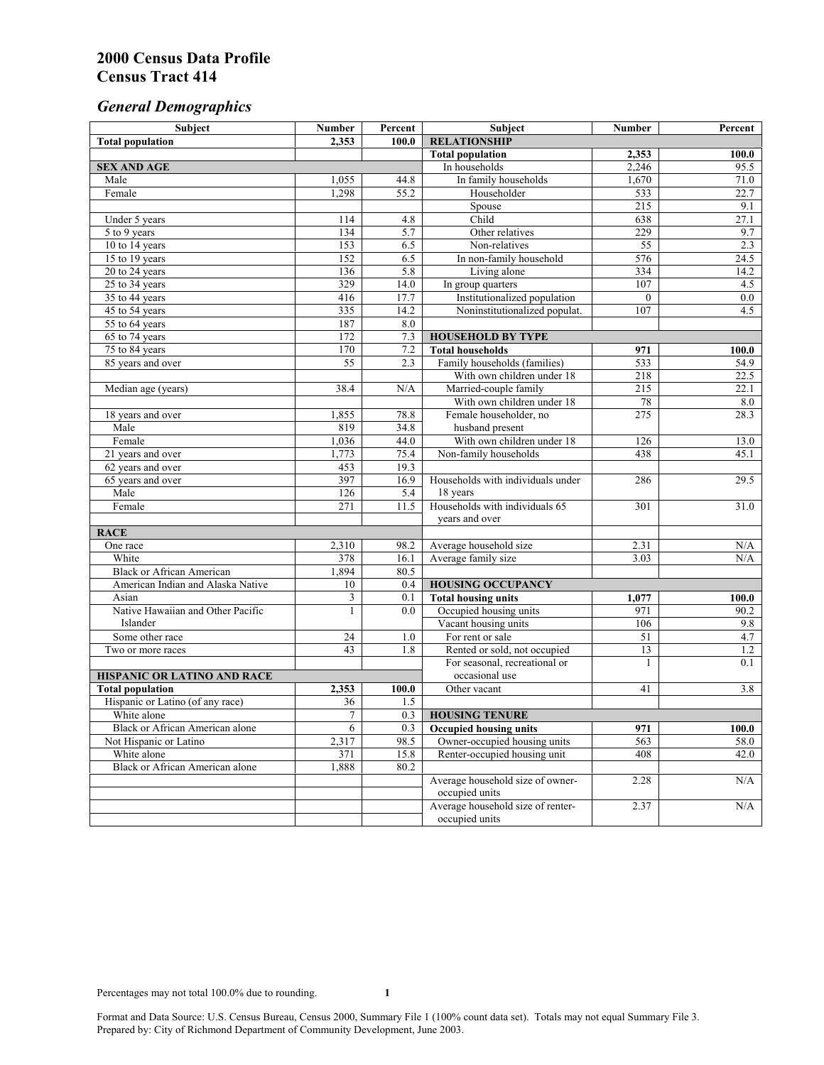# 2000 Census Data Profile
# Census Tract 414

## *General Demographics*

| Subject | Number | Percent | Subject | Number | Percent |
|---|---|---|---|---|---|
| **Total population** | **2,353** | **100.0** | **RELATIONSHIP** | | |
| | | | **Total population** | **2,353** | **100.0** |
| **SEX AND AGE** | | | In households | 2,246 | 95.5 |
| Male | 1,055 | 44.8 | In family households | 1,670 | 71.0 |
| Female | 1,298 | 55.2 | Householder | 533 | 22.7 |
| | | | Spouse | 215 | 9.1 |
| Under 5 years | 114 | 4.8 | Child | 638 | 27.1 |
| 5 to 9 years | 134 | 5.7 | Other relatives | 229 | 9.7 |
| 10 to 14 years | 153 | 6.5 | Non-relatives | 55 | 2.3 |
| 15 to 19 years | 152 | 6.5 | In non-family household | 576 | 24.5 |
| 20 to 24 years | 136 | 5.8 | Living alone | 334 | 14.2 |
| 25 to 34 years | 329 | 14.0 | In group quarters | 107 | 4.5 |
| 35 to 44 years | 416 | 17.7 | Institutionalized population | 0 | 0.0 |
| 45 to 54 years | 335 | 14.2 | Noninstitutionalized populat. | 107 | 4.5 |
| 55 to 64 years | 187 | 8.0 | | | |
| 65 to 74 years | 172 | 7.3 | **HOUSEHOLD BY TYPE** | | |
| 75 to 84 years | 170 | 7.2 | **Total households** | **971** | **100.0** |
| 85 years and over | 55 | 2.3 | Family households (families) | 533 | 54.9 |
| | | | With own children under 18 | 218 | 22.5 |
| Median age (years) | 38.4 | N/A | Married-couple family | 215 | 22.1 |
| | | | With own children under 18 | 78 | 8.0 |
| 18 years and over | 1,855 | 78.8 | Female householder, no husband present | 275 | 28.3 |
| Male | 819 | 34.8 | | | |
| Female | 1,036 | 44.0 | With own children under 18 | 126 | 13.0 |
| 21 years and over | 1,773 | 75.4 | Non-family households | 438 | 45.1 |
| 62 years and over | 453 | 19.3 | | | |
| 65 years and over | 397 | 16.9 | Households with individuals under 18 years | 286 | 29.5 |
| Male | 126 | 5.4 | | | |
| Female | 271 | 11.5 | Households with individuals 65 years and over | 301 | 31.0 |
| **RACE** | | | | | |
| One race | 2,310 | 98.2 | Average household size | 2.31 | N/A |
| White | 378 | 16.1 | Average family size | 3.03 | N/A |
| Black or African American | 1,894 | 80.5 | | | |
| American Indian and Alaska Native | 10 | 0.4 | **HOUSING OCCUPANCY** | | |
| Asian | 3 | 0.1 | **Total housing units** | **1,077** | **100.0** |
| Native Hawaiian and Other Pacific Islander | 1 | 0.0 | Occupied housing units | 971 | 90.2 |
| | | | Vacant housing units | 106 | 9.8 |
| Some other race | 24 | 1.0 | For rent or sale | 51 | 4.7 |
| Two or more races | 43 | 1.8 | Rented or sold, not occupied | 13 | 1.2 |
| | | | For seasonal, recreational or occasional use | 1 | 0.1 |
| **HISPANIC OR LATINO AND RACE** | | | | | |
| **Total population** | **2,353** | **100.0** | Other vacant | 41 | 3.8 |
| Hispanic or Latino (of any race) | 36 | 1.5 | | | |
| White alone | 7 | 0.3 | **HOUSING TENURE** | | |
| Black or African American alone | 6 | 0.3 | **Occupied housing units** | **971** | **100.0** |
| Not Hispanic or Latino | 2,317 | 98.5 | Owner-occupied housing units | 563 | 58.0 |
| White alone | 371 | 15.8 | Renter-occupied housing unit | 408 | 42.0 |
| Black or African American alone | 1,888 | 80.2 | | | |
| | | | Average household size of owner-occupied units | 2.28 | N/A |
| | | | Average household size of renter-occupied units | 2.37 | N/A |

Percentages may not total 100.0% due to rounding.

Format and Data Source: U.S. Census Bureau, Census 2000, Summary File 1 (100% count data set). Totals may not equal Summary File 3.
Prepared by: City of Richmond Department of Community Development, June 2003.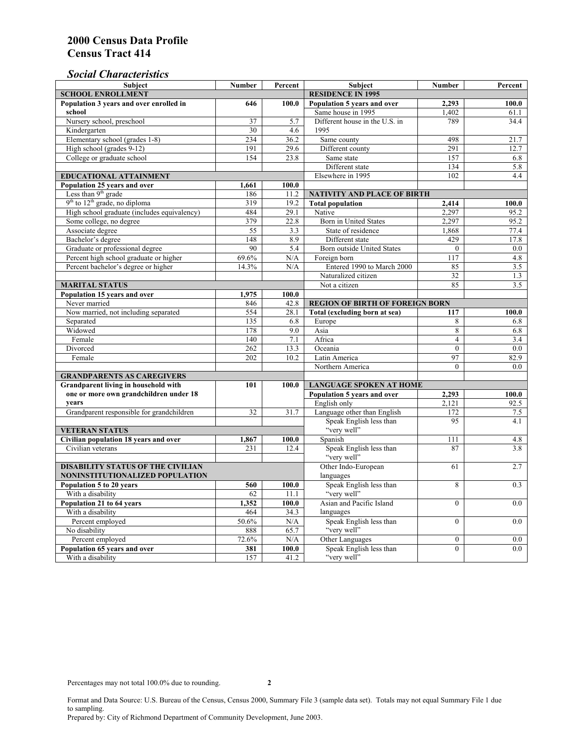# 2000 Census Data Profile
# Census Tract 414

## *Social Characteristics*

| Subject | Number | Percent |
|---|---|---|
| **SCHOOL ENROLLMENT** | | |
| **Population 3 years and over enrolled in school** | **646** | **100.0** |
| Nursery school, preschool | 37 | 5.7 |
| Kindergarten | 30 | 4.6 |
| Elementary school (grades 1-8) | 234 | 36.2 |
| High school (grades 9-12) | 191 | 29.6 |
| College or graduate school | 154 | 23.8 |
| **EDUCATIONAL ATTAINMENT** | | |
| **Population 25 years and over** | **1,661** | **100.0** |
| Less than 9th grade | 186 | 11.2 |
| 9th to 12th grade, no diploma | 319 | 19.2 |
| High school graduate (includes equivalency) | 484 | 29.1 |
| Some college, no degree | 379 | 22.8 |
| Associate degree | 55 | 3.3 |
| Bachelor's degree | 148 | 8.9 |
| Graduate or professional degree | 90 | 5.4 |
| Percent high school graduate or higher | 69.6% | N/A |
| Percent bachelor's degree or higher | 14.3% | N/A |
| **MARITAL STATUS** | | |
| **Population 15 years and over** | **1,975** | **100.0** |
| Never married | 846 | 42.8 |
| Now married, not including separated | 554 | 28.1 |
| Separated | 135 | 6.8 |
| Widowed | 178 | 9.0 |
| Female | 140 | 7.1 |
| Divorced | 262 | 13.3 |
| Female | 202 | 10.2 |
| **GRANDPARENTS AS CAREGIVERS** | | |
| **Grandparent living in household with one or more own grandchildren under 18 years** | **101** | **100.0** |
| Grandparent responsible for grandchildren | 32 | 31.7 |
| **VETERAN STATUS** | | |
| **Civilian population 18 years and over** | **1,867** | **100.0** |
| Civilian veterans | 231 | 12.4 |
| **DISABILITY STATUS OF THE CIVILIAN NONINSTITUTIONALIZED POPULATION** | | |
| **Population 5 to 20 years** | **560** | **100.0** |
| With a disability | 62 | 11.1 |
| **Population 21 to 64 years** | **1,352** | **100.0** |
| With a disability | 464 | 34.3 |
| Percent employed | 50.6% | N/A |
| No disability | 888 | 65.7 |
| Percent employed | 72.6% | N/A |
| **Population 65 years and over** | **381** | **100.0** |
| With a disability | 157 | 41.2 |

| Subject | Number | Percent |
|---|---|---|
| **RESIDENCE IN 1995** | | |
| **Population 5 years and over** | **2,293** | **100.0** |
| Same house in 1995 | 1,402 | 61.1 |
| Different house in the U.S. in 1995 | 789 | 34.4 |
| Same county | 498 | 21.7 |
| Different county | 291 | 12.7 |
| Same state | 157 | 6.8 |
| Different state | 134 | 5.8 |
| Elsewhere in 1995 | 102 | 4.4 |
| **NATIVITY AND PLACE OF BIRTH** | | |
| **Total population** | **2,414** | **100.0** |
| Native | 2,297 | 95.2 |
| Born in United States | 2,297 | 95.2 |
| State of residence | 1,868 | 77.4 |
| Different state | 429 | 17.8 |
| Born outside United States | 0 | 0.0 |
| Foreign born | 117 | 4.8 |
| Entered 1990 to March 2000 | 85 | 3.5 |
| Naturalized citizen | 32 | 1.3 |
| Not a citizen | 85 | 3.5 |
| **REGION OF BIRTH OF FOREIGN BORN** | | |
| **Total (excluding born at sea)** | **117** | **100.0** |
| Europe | 8 | 6.8 |
| Asia | 8 | 6.8 |
| Africa | 4 | 3.4 |
| Oceania | 0 | 0.0 |
| Latin America | 97 | 82.9 |
| Northern America | 0 | 0.0 |
| **LANGUAGE SPOKEN AT HOME** | | |
| **Population 5 years and over** | **2,293** | **100.0** |
| English only | 2,121 | 92.5 |
| Language other than English | 172 | 7.5 |
| Speak English less than "very well" | 95 | 4.1 |
| Spanish | 111 | 4.8 |
| Speak English less than "very well" | 87 | 3.8 |
| Other Indo-European languages | 61 | 2.7 |
| Speak English less than "very well" | 8 | 0.3 |
| Asian and Pacific Island languages | 0 | 0.0 |
| Speak English less than "very well" | 0 | 0.0 |
| Other Languages | 0 | 0.0 |
| Speak English less than "very well" | 0 | 0.0 |

Percentages may not total 100.0% due to rounding.

Format and Data Source: U.S. Bureau of the Census, Census 2000, Summary File 3 (sample data set). Totals may not equal Summary File 1 due to sampling.
Prepared by: City of Richmond Department of Community Development, June 2003.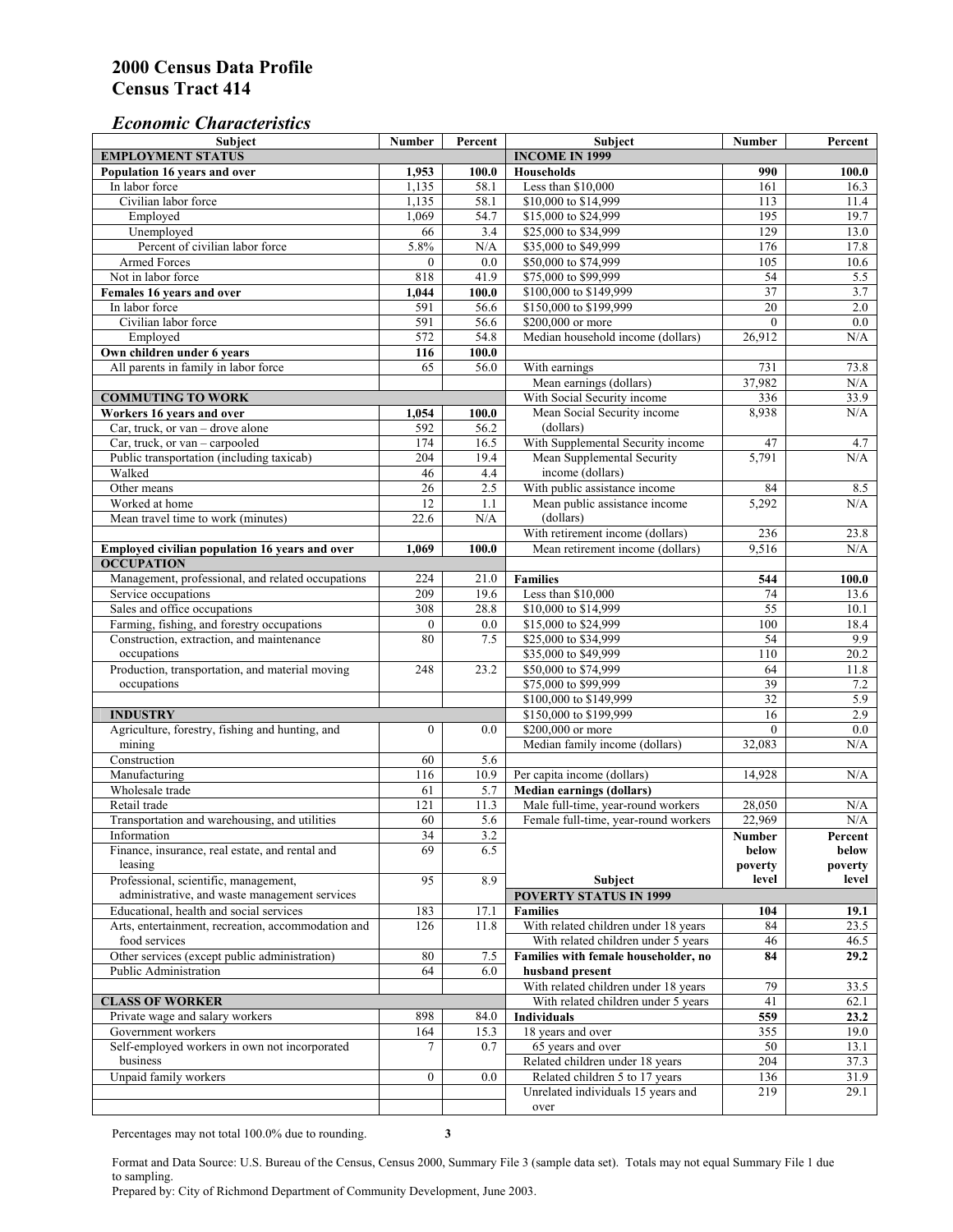# 2000 Census Data Profile
# Census Tract 414

## *Economic Characteristics*

| Subject | Number | Percent |
|---|---|---|
| **EMPLOYMENT STATUS** | | |
| **Population 16 years and over** | **1,953** | **100.0** |
| In labor force | 1,135 | 58.1 |
| Civilian labor force | 1,135 | 58.1 |
| Employed | 1,069 | 54.7 |
| Unemployed | 66 | 3.4 |
| Percent of civilian labor force | 5.8% | N/A |
| Armed Forces | 0 | 0.0 |
| Not in labor force | 818 | 41.9 |
| **Females 16 years and over** | **1,044** | **100.0** |
| In labor force | 591 | 56.6 |
| Civilian labor force | 591 | 56.6 |
| Employed | 572 | 54.8 |
| **Own children under 6 years** | **116** | **100.0** |
| All parents in family in labor force | 65 | 56.0 |
| **COMMUTING TO WORK** | | |
| **Workers 16 years and over** | **1,054** | **100.0** |
| Car, truck, or van – drove alone | 592 | 56.2 |
| Car, truck, or van – carpooled | 174 | 16.5 |
| Public transportation (including taxicab) | 204 | 19.4 |
| Walked | 46 | 4.4 |
| Other means | 26 | 2.5 |
| Worked at home | 12 | 1.1 |
| Mean travel time to work (minutes) | 22.6 | N/A |
| **Employed civilian population 16 years and over** | **1,069** | **100.0** |
| **OCCUPATION** | | |
| Management, professional, and related occupations | 224 | 21.0 |
| Service occupations | 209 | 19.6 |
| Sales and office occupations | 308 | 28.8 |
| Farming, fishing, and forestry occupations | 0 | 0.0 |
| Construction, extraction, and maintenance occupations | 80 | 7.5 |
| Production, transportation, and material moving occupations | 248 | 23.2 |
| **INDUSTRY** | | |
| Agriculture, forestry, fishing and hunting, and mining | 0 | 0.0 |
| Construction | 60 | 5.6 |
| Manufacturing | 116 | 10.9 |
| Wholesale trade | 61 | 5.7 |
| Retail trade | 121 | 11.3 |
| Transportation and warehousing, and utilities | 60 | 5.6 |
| Information | 34 | 3.2 |
| Finance, insurance, real estate, and rental and leasing | 69 | 6.5 |
| Professional, scientific, management, administrative, and waste management services | 95 | 8.9 |
| Educational, health and social services | 183 | 17.1 |
| Arts, entertainment, recreation, accommodation and food services | 126 | 11.8 |
| Other services (except public administration) | 80 | 7.5 |
| Public Administration | 64 | 6.0 |
| **CLASS OF WORKER** | | |
| Private wage and salary workers | 898 | 84.0 |
| Government workers | 164 | 15.3 |
| Self-employed workers in own not incorporated business | 7 | 0.7 |
| Unpaid family workers | 0 | 0.0 |

| Subject | Number | Percent |
|---|---|---|
| **INCOME IN 1999** | | |
| **Households** | **990** | **100.0** |
| Less than $10,000 | 161 | 16.3 |
| $10,000 to $14,999 | 113 | 11.4 |
| $15,000 to $24,999 | 195 | 19.7 |
| $25,000 to $34,999 | 129 | 13.0 |
| $35,000 to $49,999 | 176 | 17.8 |
| $50,000 to $74,999 | 105 | 10.6 |
| $75,000 to $99,999 | 54 | 5.5 |
| $100,000 to $149,999 | 37 | 3.7 |
| $150,000 to $199,999 | 20 | 2.0 |
| $200,000 or more | 0 | 0.0 |
| Median household income (dollars) | 26,912 | N/A |
| With earnings | 731 | 73.8 |
| Mean earnings (dollars) | 37,982 | N/A |
| With Social Security income | 336 | 33.9 |
| Mean Social Security income (dollars) | 8,938 | N/A |
| With Supplemental Security income | 47 | 4.7 |
| Mean Supplemental Security income (dollars) | 5,791 | N/A |
| With public assistance income | 84 | 8.5 |
| Mean public assistance income (dollars) | 5,292 | N/A |
| With retirement income (dollars) | 236 | 23.8 |
| Mean retirement income (dollars) | 9,516 | N/A |
| **Families** | **544** | **100.0** |
| Less than $10,000 | 74 | 13.6 |
| $10,000 to $14,999 | 55 | 10.1 |
| $15,000 to $24,999 | 100 | 18.4 |
| $25,000 to $34,999 | 54 | 9.9 |
| $35,000 to $49,999 | 110 | 20.2 |
| $50,000 to $74,999 | 64 | 11.8 |
| $75,000 to $99,999 | 39 | 7.2 |
| $100,000 to $149,999 | 32 | 5.9 |
| $150,000 to $199,999 | 16 | 2.9 |
| $200,000 or more | 0 | 0.0 |
| Median family income (dollars) | 32,083 | N/A |
| Per capita income (dollars) | 14,928 | N/A |
| **Median earnings (dollars)** | | |
| Male full-time, year-round workers | 28,050 | N/A |
| Female full-time, year-round workers | 22,969 | N/A |

| Subject | Number below poverty level | Percent below poverty level |
|---|---|---|
| **POVERTY STATUS IN 1999** | | |
| **Families** | **104** | **19.1** |
| With related children under 18 years | 84 | 23.5 |
| With related children under 5 years | 46 | 46.5 |
| **Families with female householder, no husband present** | **84** | **29.2** |
| With related children under 18 years | 79 | 33.5 |
| With related children under 5 years | 41 | 62.1 |
| **Individuals** | **559** | **23.2** |
| 18 years and over | 355 | 19.0 |
| 65 years and over | 50 | 13.1 |
| Related children under 18 years | 204 | 37.3 |
| Related children 5 to 17 years | 136 | 31.9 |
| Unrelated individuals 15 years and over | 219 | 29.1 |

Percentages may not total 100.0% due to rounding.

Format and Data Source: U.S. Bureau of the Census, Census 2000, Summary File 3 (sample data set). Totals may not equal Summary File 1 due to sampling.
Prepared by: City of Richmond Department of Community Development, June 2003.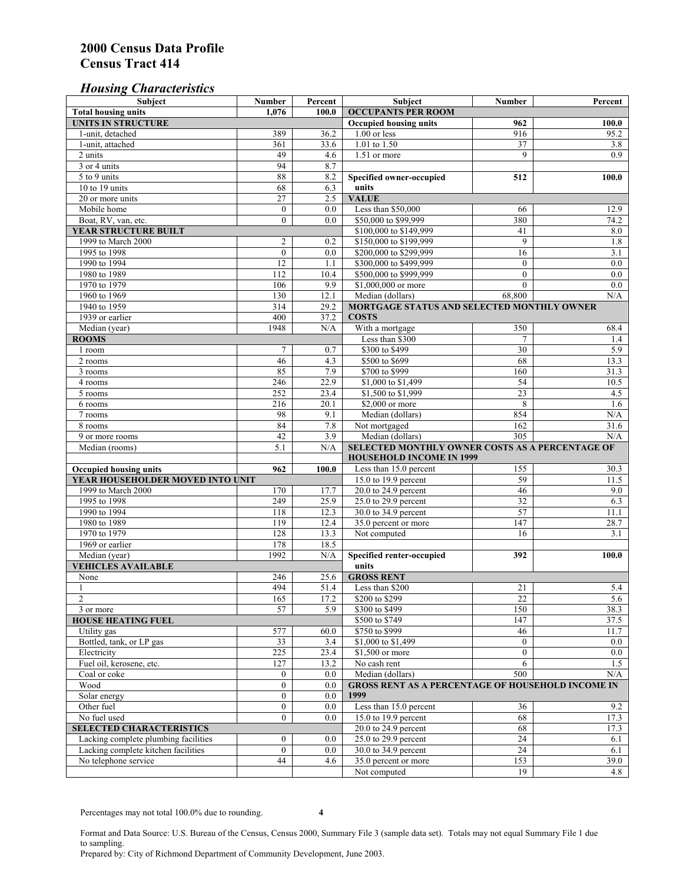# 2000 Census Data Profile
# Census Tract 414

## *Housing Characteristics*

| Subject | Number | Percent | Subject | Number | Percent |
|---|---|---|---|---|---|
| **Total housing units** | **1,076** | **100.0** | **OCCUPANTS PER ROOM** | | |
| **UNITS IN STRUCTURE** | | | **Occupied housing units** | **962** | **100.0** |
| 1-unit, detached | 389 | 36.2 | 1.00 or less | 916 | 95.2 |
| 1-unit, attached | 361 | 33.6 | 1.01 to 1.50 | 37 | 3.8 |
| 2 units | 49 | 4.6 | 1.51 or more | 9 | 0.9 |
| 3 or 4 units | 94 | 8.7 | | | |
| 5 to 9 units | 88 | 8.2 | **Specified owner-occupied units** | **512** | **100.0** |
| 10 to 19 units | 68 | 6.3 | | | |
| 20 or more units | 27 | 2.5 | **VALUE** | | |
| Mobile home | 0 | 0.0 | Less than $50,000 | 66 | 12.9 |
| Boat, RV, van, etc. | 0 | 0.0 | $50,000 to $99,999 | 380 | 74.2 |
| **YEAR STRUCTURE BUILT** | | | $100,000 to $149,999 | 41 | 8.0 |
| 1999 to March 2000 | 2 | 0.2 | $150,000 to $199,999 | 9 | 1.8 |
| 1995 to 1998 | 0 | 0.0 | $200,000 to $299,999 | 16 | 3.1 |
| 1990 to 1994 | 12 | 1.1 | $300,000 to $499,999 | 0 | 0.0 |
| 1980 to 1989 | 112 | 10.4 | $500,000 to $999,999 | 0 | 0.0 |
| 1970 to 1979 | 106 | 9.9 | $1,000,000 or more | 0 | 0.0 |
| 1960 to 1969 | 130 | 12.1 | Median (dollars) | 68,800 | N/A |
| 1940 to 1959 | 314 | 29.2 | **MORTGAGE STATUS AND SELECTED MONTHLY OWNER COSTS** | | |
| 1939 or earlier | 400 | 37.2 | | | |
| Median (year) | 1948 | N/A | With a mortgage | 350 | 68.4 |
| **ROOMS** | | | Less than $300 | 7 | 1.4 |
| 1 room | 7 | 0.7 | $300 to $499 | 30 | 5.9 |
| 2 rooms | 46 | 4.3 | $500 to $699 | 68 | 13.3 |
| 3 rooms | 85 | 7.9 | $700 to $999 | 160 | 31.3 |
| 4 rooms | 246 | 22.9 | $1,000 to $1,499 | 54 | 10.5 |
| 5 rooms | 252 | 23.4 | $1,500 to $1,999 | 23 | 4.5 |
| 6 rooms | 216 | 20.1 | $2,000 or more | 8 | 1.6 |
| 7 rooms | 98 | 9.1 | Median (dollars) | 854 | N/A |
| 8 rooms | 84 | 7.8 | Not mortgaged | 162 | 31.6 |
| 9 or more rooms | 42 | 3.9 | Median (dollars) | 305 | N/A |
| Median (rooms) | 5.1 | N/A | **SELECTED MONTHLY OWNER COSTS AS A PERCENTAGE OF HOUSEHOLD INCOME IN 1999** | | |
| | | | | | |
| **Occupied housing units** | **962** | **100.0** | Less than 15.0 percent | 155 | 30.3 |
| **YEAR HOUSEHOLDER MOVED INTO UNIT** | | | 15.0 to 19.9 percent | 59 | 11.5 |
| 1999 to March 2000 | 170 | 17.7 | 20.0 to 24.9 percent | 46 | 9.0 |
| 1995 to 1998 | 249 | 25.9 | 25.0 to 29.9 percent | 32 | 6.3 |
| 1990 to 1994 | 118 | 12.3 | 30.0 to 34.9 percent | 57 | 11.1 |
| 1980 to 1989 | 119 | 12.4 | 35.0 percent or more | 147 | 28.7 |
| 1970 to 1979 | 128 | 13.3 | Not computed | 16 | 3.1 |
| 1969 or earlier | 178 | 18.5 | | | |
| Median (year) | 1992 | N/A | **Specified renter-occupied units** | **392** | **100.0** |
| **VEHICLES AVAILABLE** | | | | | |
| None | 246 | 25.6 | **GROSS RENT** | | |
| 1 | 494 | 51.4 | Less than $200 | 21 | 5.4 |
| 2 | 165 | 17.2 | $200 to $299 | 22 | 5.6 |
| 3 or more | 57 | 5.9 | $300 to $499 | 150 | 38.3 |
| **HOUSE HEATING FUEL** | | | $500 to $749 | 147 | 37.5 |
| Utility gas | 577 | 60.0 | $750 to $999 | 46 | 11.7 |
| Bottled, tank, or LP gas | 33 | 3.4 | $1,000 to $1,499 | 0 | 0.0 |
| Electricity | 225 | 23.4 | $1,500 or more | 0 | 0.0 |
| Fuel oil, kerosene, etc. | 127 | 13.2 | No cash rent | 6 | 1.5 |
| Coal or coke | 0 | 0.0 | Median (dollars) | 500 | N/A |
| Wood | 0 | 0.0 | **GROSS RENT AS A PERCENTAGE OF HOUSEHOLD INCOME IN 1999** | | |
| Solar energy | 0 | 0.0 | | | |
| Other fuel | 0 | 0.0 | Less than 15.0 percent | 36 | 9.2 |
| No fuel used | 0 | 0.0 | 15.0 to 19.9 percent | 68 | 17.3 |
| **SELECTED CHARACTERISTICS** | | | 20.0 to 24.9 percent | 68 | 17.3 |
| Lacking complete plumbing facilities | 0 | 0.0 | 25.0 to 29.9 percent | 24 | 6.1 |
| Lacking complete kitchen facilities | 0 | 0.0 | 30.0 to 34.9 percent | 24 | 6.1 |
| No telephone service | 44 | 4.6 | 35.0 percent or more | 153 | 39.0 |
| | | | Not computed | 19 | 4.8 |

Percentages may not total 100.0% due to rounding.

Format and Data Source: U.S. Bureau of the Census, Census 2000, Summary File 3 (sample data set). Totals may not equal Summary File 1 due to sampling.
Prepared by: City of Richmond Department of Community Development, June 2003.